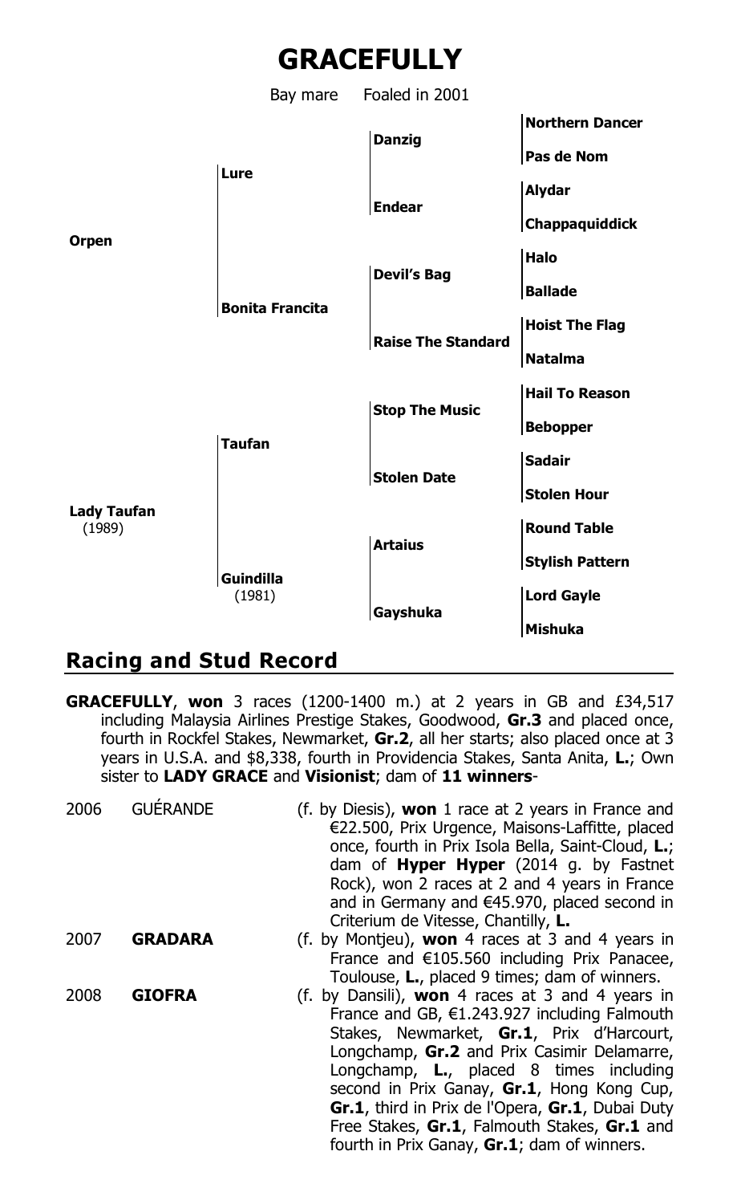# GRACEFULLY

Bay mare Foaled in 2001

| | | | |
|---|---|---|---|
| **Orpen** | **Lure** | **Danzig** | **Northern Dancer** |
| | | | **Pas de Nom** |
| | | **Endear** | **Alydar** |
| | | | **Chappaquiddick** |
| | **Bonita Francita** | **Devil's Bag** | **Halo** |
| | | | **Ballade** |
| | | **Raise The Standard** | **Hoist The Flag** |
| | | | **Natalma** |
| **Lady Taufan** (1989) | **Taufan** | **Stop The Music** | **Hail To Reason** |
| | | | **Bebopper** |
| | | **Stolen Date** | **Sadair** |
| | | | **Stolen Hour** |
| | **Guindilla** (1981) | **Artaius** | **Round Table** |
| | | | **Stylish Pattern** |
| | | **Gayshuka** | **Lord Gayle** |
| | | | **Mishuka** |

## Racing and Stud Record

**GRACEFULLY**, **won** 3 races (1200-1400 m.) at 2 years in GB and £34,517 including Malaysia Airlines Prestige Stakes, Goodwood, **Gr.3** and placed once, fourth in Rockfel Stakes, Newmarket, **Gr.2**, all her starts; also placed once at 3 years in U.S.A. and $8,338, fourth in Providencia Stakes, Santa Anita, **L.**; Own sister to **LADY GRACE** and **Visionist**; dam of **11 winners**-

2006 GUÉRANDE (f. by Diesis), **won** 1 race at 2 years in France and €22.500, Prix Urgence, Maisons-Laffitte, placed once, fourth in Prix Isola Bella, Saint-Cloud, **L.**; dam of **Hyper Hyper** (2014 g. by Fastnet Rock), won 2 races at 2 and 4 years in France and in Germany and €45.970, placed second in Criterium de Vitesse, Chantilly, **L.**

2007 **GRADARA** (f. by Montjeu), **won** 4 races at 3 and 4 years in France and €105.560 including Prix Panacee, Toulouse, **L.**, placed 9 times; dam of winners.

2008 **GIOFRA** (f. by Dansili), **won** 4 races at 3 and 4 years in France and GB, €1.243.927 including Falmouth Stakes, Newmarket, **Gr.1**, Prix d'Harcourt, Longchamp, **Gr.2** and Prix Casimir Delamarre, Longchamp, **L.**, placed 8 times including second in Prix Ganay, **Gr.1**, Hong Kong Cup, **Gr.1**, third in Prix de l'Opera, **Gr.1**, Dubai Duty Free Stakes, **Gr.1**, Falmouth Stakes, **Gr.1** and fourth in Prix Ganay, **Gr.1**; dam of winners.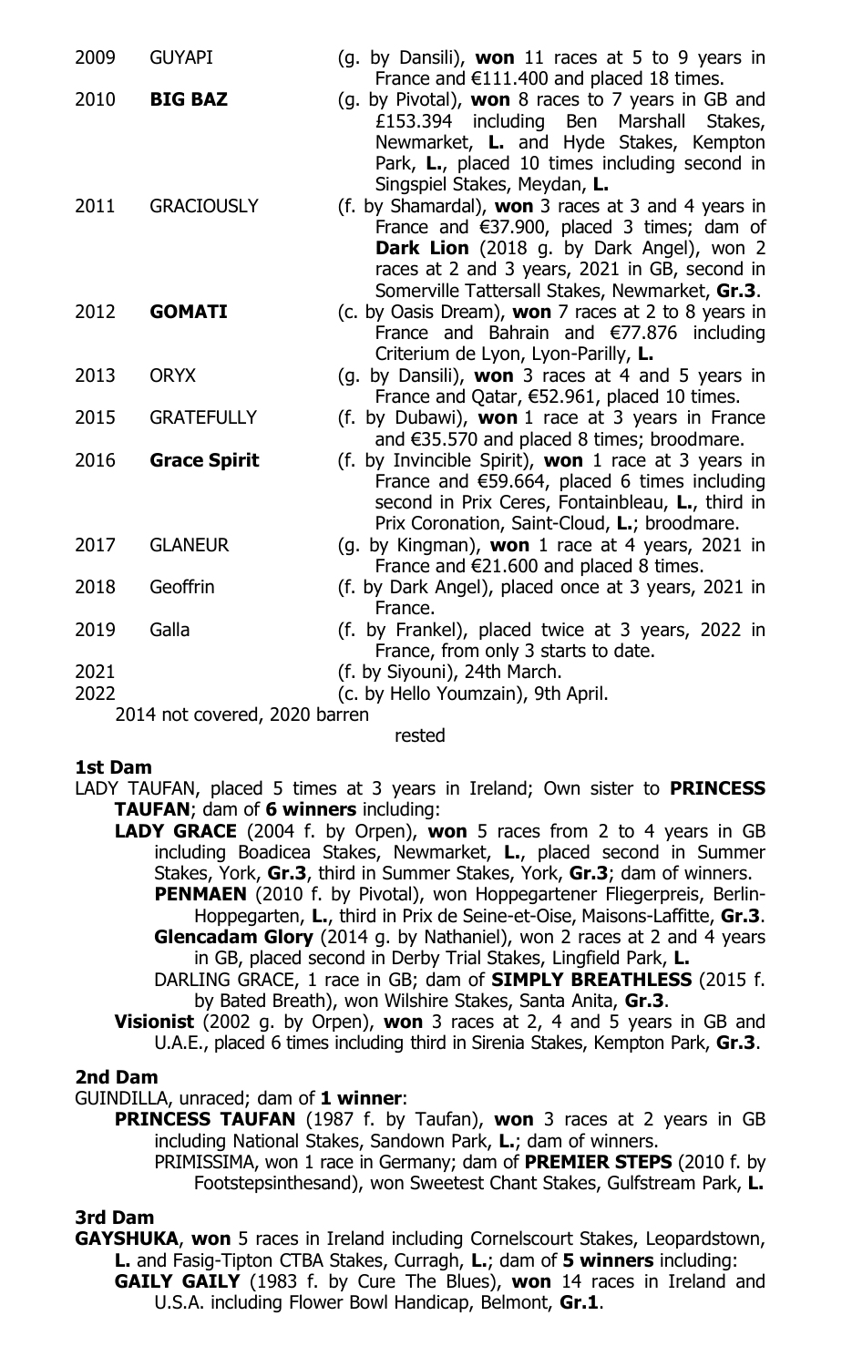| | | |
|---|---|---|
| 2009 | GUYAPI | (g. by Dansili), **won** 11 races at 5 to 9 years in France and €111.400 and placed 18 times. |
| 2010 | **BIG BAZ** | (g. by Pivotal), **won** 8 races to 7 years in GB and £153.394 including Ben Marshall Stakes, Newmarket, **L.** and Hyde Stakes, Kempton Park, **L.**, placed 10 times including second in Singspiel Stakes, Meydan, **L.** |
| 2011 | GRACIOUSLY | (f. by Shamardal), **won** 3 races at 3 and 4 years in France and €37.900, placed 3 times; dam of **Dark Lion** (2018 g. by Dark Angel), won 2 races at 2 and 3 years, 2021 in GB, second in Somerville Tattersall Stakes, Newmarket, **Gr.3**. |
| 2012 | **GOMATI** | (c. by Oasis Dream), **won** 7 races at 2 to 8 years in France and Bahrain and €77.876 including Criterium de Lyon, Lyon-Parilly, **L.** |
| 2013 | ORYX | (g. by Dansili), **won** 3 races at 4 and 5 years in France and Qatar, €52.961, placed 10 times. |
| 2015 | GRATEFULLY | (f. by Dubawi), **won** 1 race at 3 years in France and €35.570 and placed 8 times; broodmare. |
| 2016 | **Grace Spirit** | (f. by Invincible Spirit), **won** 1 race at 3 years in France and €59.664, placed 6 times including second in Prix Ceres, Fontainbleau, **L.**, third in Prix Coronation, Saint-Cloud, **L.**; broodmare. |
| 2017 | GLANEUR | (g. by Kingman), **won** 1 race at 4 years, 2021 in France and €21.600 and placed 8 times. |
| 2018 | Geoffrin | (f. by Dark Angel), placed once at 3 years, 2021 in France. |
| 2019 | Galla | (f. by Frankel), placed twice at 3 years, 2022 in France, from only 3 starts to date. |
| 2021 | | (f. by Siyouni), 24th March. |
| 2022 | | (c. by Hello Youmzain), 9th April. |

2014 not covered, 2020 barren rested

## 1st Dam

LADY TAUFAN, placed 5 times at 3 years in Ireland; Own sister to **PRINCESS TAUFAN**; dam of **6 winners** including:

**LADY GRACE** (2004 f. by Orpen), **won** 5 races from 2 to 4 years in GB including Boadicea Stakes, Newmarket, **L.**, placed second in Summer Stakes, York, **Gr.3**, third in Summer Stakes, York, **Gr.3**; dam of winners.

**PENMAEN** (2010 f. by Pivotal), won Hoppegartener Fliegerpreis, Berlin-Hoppegarten, **L.**, third in Prix de Seine-et-Oise, Maisons-Laffitte, **Gr.3**.

**Glencadam Glory** (2014 g. by Nathaniel), won 2 races at 2 and 4 years in GB, placed second in Derby Trial Stakes, Lingfield Park, **L.**

DARLING GRACE, 1 race in GB; dam of **SIMPLY BREATHLESS** (2015 f. by Bated Breath), won Wilshire Stakes, Santa Anita, **Gr.3**.

**Visionist** (2002 g. by Orpen), **won** 3 races at 2, 4 and 5 years in GB and U.A.E., placed 6 times including third in Sirenia Stakes, Kempton Park, **Gr.3**.

## 2nd Dam

GUINDILLA, unraced; dam of **1 winner**:

**PRINCESS TAUFAN** (1987 f. by Taufan), **won** 3 races at 2 years in GB including National Stakes, Sandown Park, **L.**; dam of winners.

PRIMISSIMA, won 1 race in Germany; dam of **PREMIER STEPS** (2010 f. by Footstepsinthesand), won Sweetest Chant Stakes, Gulfstream Park, **L.**

## 3rd Dam

**GAYSHUKA**, **won** 5 races in Ireland including Cornelscourt Stakes, Leopardstown, **L.** and Fasig-Tipton CTBA Stakes, Curragh, **L.**; dam of **5 winners** including:

**GAILY GAILY** (1983 f. by Cure The Blues), **won** 14 races in Ireland and U.S.A. including Flower Bowl Handicap, Belmont, **Gr.1**.